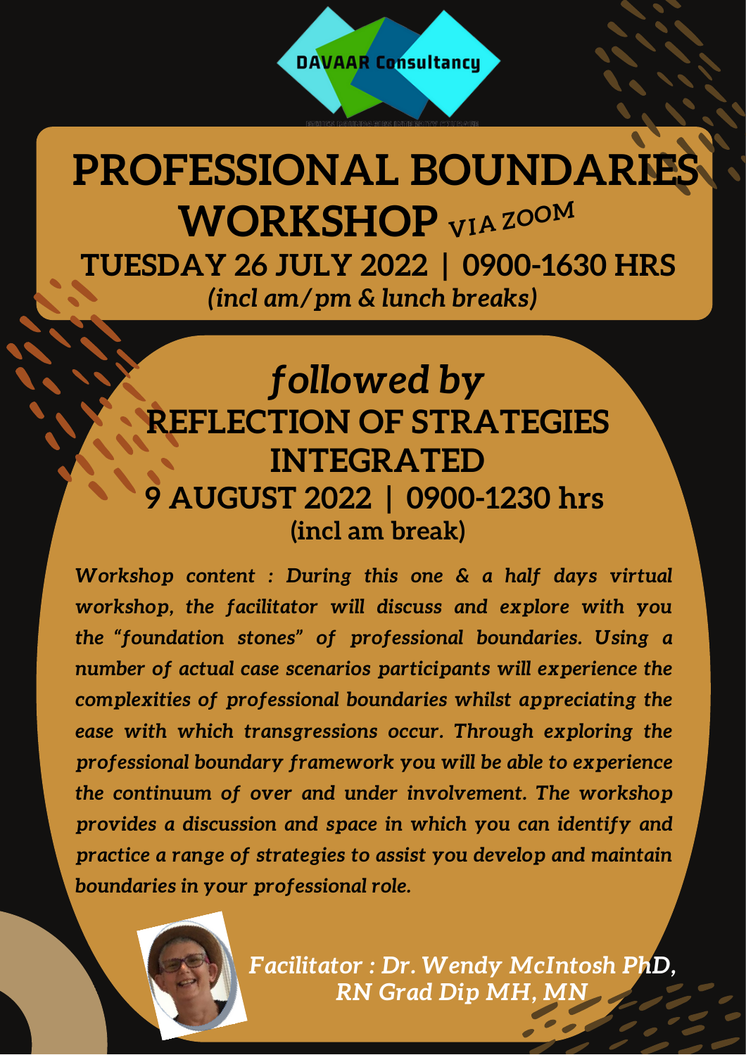DAVAAR Consultancy

# PROFESSIONAL BOUNDARIES WORKSHOP VIA ZOOM

## TUESDAY 26 JULY 2022 | 0900-1630 HRS

*(incl am/pm & lunch breaks)*

*followed by*

## REFLECTION OF STRATEGIES INTEGRATED

## 9 AUGUST 2022 | 0900-1230 hrs

(incl am break)

***Workshop content : During this one & a half days virtual workshop, the facilitator will discuss and explore with you the "foundation stones" of professional boundaries. Using a number of actual case scenarios participants will experience the complexities of professional boundaries whilst appreciating the ease with which transgressions occur. Through exploring the professional boundary framework you will be able to experience the continuum of over and under involvement. The workshop provides a discussion and space in which you can identify and practice a range of strategies to assist you develop and maintain boundaries in your professional role.***

***Facilitator : Dr. Wendy McIntosh PhD, RN Grad Dip MH, MN***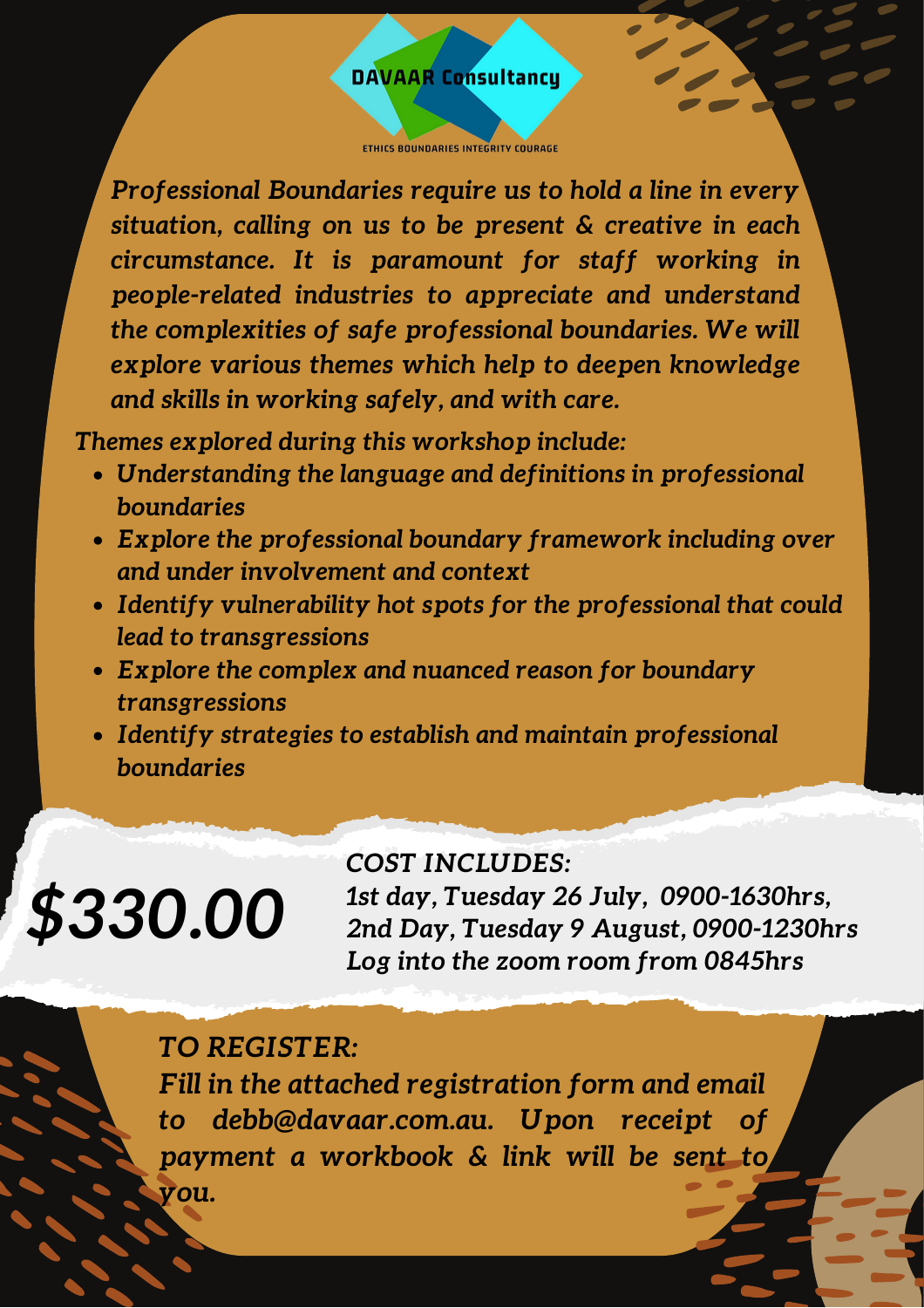**DAVAAR Consultancy**

ETHICS BOUNDARIES INTEGRITY COURAGE

*Professional Boundaries require us to hold a line in every situation, calling on us to be present & creative in each circumstance. It is paramount for staff working in people-related industries to appreciate and understand the complexities of safe professional boundaries. We will explore various themes which help to deepen knowledge and skills in working safely, and with care.*

*Themes explored during this workshop include:*

- *Understanding the language and definitions in professional boundaries*
- *Explore the professional boundary framework including over and under involvement and context*
- *Identify vulnerability hot spots for the professional that could lead to transgressions*
- *Explore the complex and nuanced reason for boundary transgressions*
- *Identify strategies to establish and maintain professional boundaries*

# *$330.00*

***COST INCLUDES:***

*1st day, Tuesday 26 July, 0900-1630hrs,*
*2nd Day, Tuesday 9 August, 0900-1230hrs*
*Log into the zoom room from 0845hrs*

***TO REGISTER:***

*Fill in the attached registration form and email to debb@davaar.com.au. Upon receipt of payment a workbook & link will be sent to you.*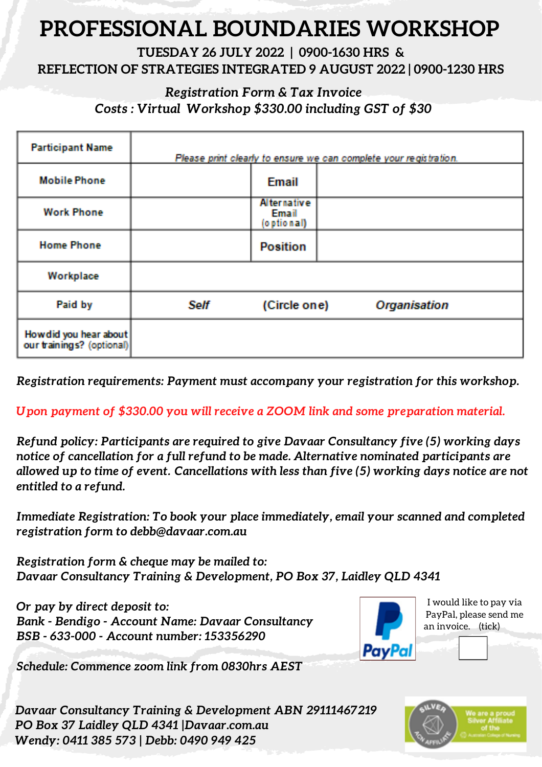# PROFESSIONAL BOUNDARIES WORKSHOP

**TUESDAY 26 JULY 2022 | 0900-1630 HRS &**
**REFLECTION OF STRATEGIES INTEGRATED 9 AUGUST 2022 | 0900-1230 HRS**

*Registration Form & Tax Invoice*
*Costs : Virtual Workshop $330.00 including GST of $30*

| | | | |
|---|---|---|---|
| Participant Name | *Please print clearly to ensure we can complete your registration.* | | |
| Mobile Phone | | Email | |
| Work Phone | | Alternative Email (optional) | |
| Home Phone | | Position | |
| Workplace | | | |
| Paid by | *Self* | (Circle one) | *Organisation* |
| How did you hear about our trainings? (optional) | | | |

*Registration requirements: Payment must accompany your registration for this workshop.*

*Upon payment of $330.00 you will receive a ZOOM link and some preparation material.*

*Refund policy: Participants are required to give Davaar Consultancy five (5) working days notice of cancellation for a full refund to be made. Alternative nominated participants are allowed up to time of event. Cancellations with less than five (5) working days notice are not entitled to a refund.*

*Immediate Registration: To book your place immediately, email your scanned and completed registration form to debb@davaar.com.au*

*Registration form & cheque may be mailed to:*
*Davaar Consultancy Training & Development, PO Box 37, Laidley QLD 4341*

*Or pay by direct deposit to:*
*Bank - Bendigo - Account Name: Davaar Consultancy*
*BSB - 633-000 - Account number: 153356290*

PayPal

I would like to pay via PayPal, please send me an invoice. (tick) ☐

*Schedule: Commence zoom link from 0830hrs AEST*

*Davaar Consultancy Training & Development ABN 29111467219*
*PO Box 37 Laidley QLD 4341 |Davaar.com.au*
*Wendy: 0411 385 573 | Debb: 0490 949 425*

SILVER ACN AFFILIATE — We are a proud Silver Affiliate of the Australian College of Nursing